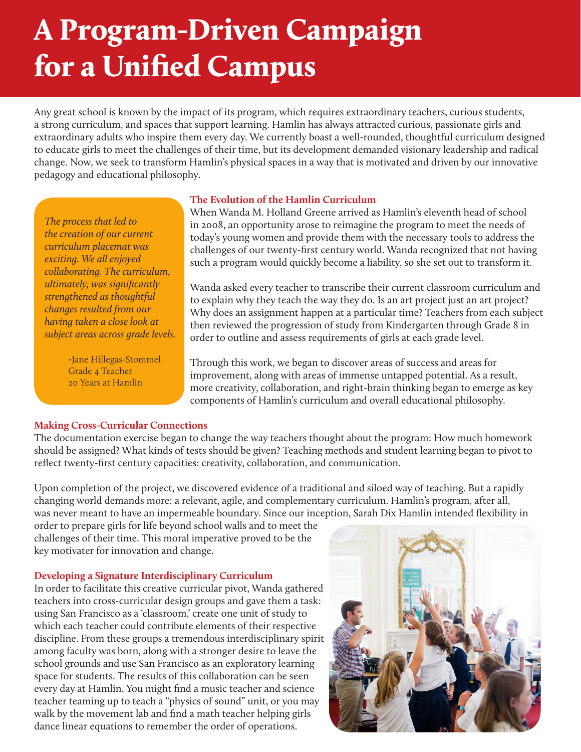# A Program-Driven Campaign for a Unified Campus

Any great school is known by the impact of its program, which requires extraordinary teachers, curious students, a strong curriculum, and spaces that support learning. Hamlin has always attracted curious, passionate girls and extraordinary adults who inspire them every day. We currently boast a well-rounded, thoughtful curriculum designed to educate girls to meet the challenges of their time, but its development demanded visionary leadership and radical change. Now, we seek to transform Hamlin's physical spaces in a way that is motivated and driven by our innovative pedagogy and educational philosophy.

> *The process that led to the creation of our current curriculum placemat was exciting. We all enjoyed collaborating. The curriculum, ultimately, was significantly strengthened as thoughtful changes resulted from our having taken a close look at subject areas across grade levels.*
>
> -Jane Hillegas-Stommel
> Grade 4 Teacher
> 20 Years at Hamlin

### The Evolution of the Hamlin Curriculum

When Wanda M. Holland Greene arrived as Hamlin's eleventh head of school in 2008, an opportunity arose to reimagine the program to meet the needs of today's young women and provide them with the necessary tools to address the challenges of our twenty-first century world. Wanda recognized that not having such a program would quickly become a liability, so she set out to transform it.

Wanda asked every teacher to transcribe their current classroom curriculum and to explain why they teach the way they do. Is an art project just an art project? Why does an assignment happen at a particular time? Teachers from each subject then reviewed the progression of study from Kindergarten through Grade 8 in order to outline and assess requirements of girls at each grade level.

Through this work, we began to discover areas of success and areas for improvement, along with areas of immense untapped potential. As a result, more creativity, collaboration, and right-brain thinking began to emerge as key components of Hamlin's curriculum and overall educational philosophy.

### Making Cross-Curricular Connections

The documentation exercise began to change the way teachers thought about the program: How much homework should be assigned? What kinds of tests should be given? Teaching methods and student learning began to pivot to reflect twenty-first century capacities: creativity, collaboration, and communication.

Upon completion of the project, we discovered evidence of a traditional and siloed way of teaching. But a rapidly changing world demands more: a relevant, agile, and complementary curriculum. Hamlin's program, after all, was never meant to have an impermeable boundary. Since our inception, Sarah Dix Hamlin intended flexibility in order to prepare girls for life beyond school walls and to meet the challenges of their time. This moral imperative proved to be the key motivater for innovation and change.

### Developing a Signature Interdisciplinary Curriculum

In order to facilitate this creative curricular pivot, Wanda gathered teachers into cross-curricular design groups and gave them a task: using San Francisco as a 'classroom,' create one unit of study to which each teacher could contribute elements of their respective discipline. From these groups a tremendous interdisciplinary spirit among faculty was born, along with a stronger desire to leave the school grounds and use San Francisco as an exploratory learning space for students. The results of this collaboration can be seen every day at Hamlin. You might find a music teacher and science teacher teaming up to teach a "physics of sound" unit, or you may walk by the movement lab and find a math teacher helping girls dance linear equations to remember the order of operations.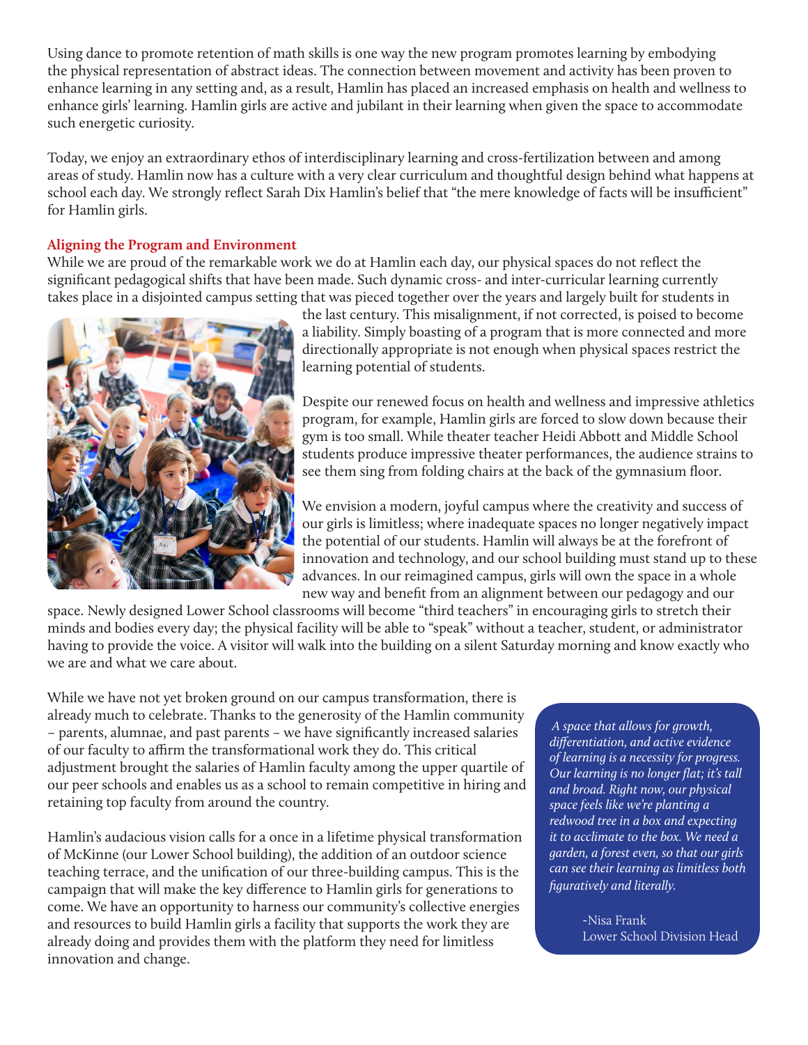Using dance to promote retention of math skills is one way the new program promotes learning by embodying the physical representation of abstract ideas. The connection between movement and activity has been proven to enhance learning in any setting and, as a result, Hamlin has placed an increased emphasis on health and wellness to enhance girls' learning. Hamlin girls are active and jubilant in their learning when given the space to accommodate such energetic curiosity.

Today, we enjoy an extraordinary ethos of interdisciplinary learning and cross-fertilization between and among areas of study. Hamlin now has a culture with a very clear curriculum and thoughtful design behind what happens at school each day. We strongly reflect Sarah Dix Hamlin's belief that "the mere knowledge of facts will be insufficient" for Hamlin girls.

**Aligning the Program and Environment**

While we are proud of the remarkable work we do at Hamlin each day, our physical spaces do not reflect the significant pedagogical shifts that have been made. Such dynamic cross- and inter-curricular learning currently takes place in a disjointed campus setting that was pieced together over the years and largely built for students in the last century. This misalignment, if not corrected, is poised to become a liability. Simply boasting of a program that is more connected and more directionally appropriate is not enough when physical spaces restrict the learning potential of students.

Despite our renewed focus on health and wellness and impressive athletics program, for example, Hamlin girls are forced to slow down because their gym is too small. While theater teacher Heidi Abbott and Middle School students produce impressive theater performances, the audience strains to see them sing from folding chairs at the back of the gymnasium floor.

We envision a modern, joyful campus where the creativity and success of our girls is limitless; where inadequate spaces no longer negatively impact the potential of our students. Hamlin will always be at the forefront of innovation and technology, and our school building must stand up to these advances. In our reimagined campus, girls will own the space in a whole new way and benefit from an alignment between our pedagogy and our space. Newly designed Lower School classrooms will become "third teachers" in encouraging girls to stretch their minds and bodies every day; the physical facility will be able to "speak" without a teacher, student, or administrator having to provide the voice. A visitor will walk into the building on a silent Saturday morning and know exactly who we are and what we care about.

While we have not yet broken ground on our campus transformation, there is already much to celebrate. Thanks to the generosity of the Hamlin community – parents, alumnae, and past parents – we have significantly increased salaries of our faculty to affirm the transformational work they do. This critical adjustment brought the salaries of Hamlin faculty among the upper quartile of our peer schools and enables us as a school to remain competitive in hiring and retaining top faculty from around the country.

Hamlin's audacious vision calls for a once in a lifetime physical transformation of McKinne (our Lower School building), the addition of an outdoor science teaching terrace, and the unification of our three-building campus. This is the campaign that will make the key difference to Hamlin girls for generations to come. We have an opportunity to harness our community's collective energies and resources to build Hamlin girls a facility that supports the work they are already doing and provides them with the platform they need for limitless innovation and change.

> *A space that allows for growth, differentiation, and active evidence of learning is a necessity for progress. Our learning is no longer flat; it's tall and broad. Right now, our physical space feels like we're planting a redwood tree in a box and expecting it to acclimate to the box. We need a garden, a forest even, so that our girls can see their learning as limitless both figuratively and literally.*
>
> -Nisa Frank
> Lower School Division Head